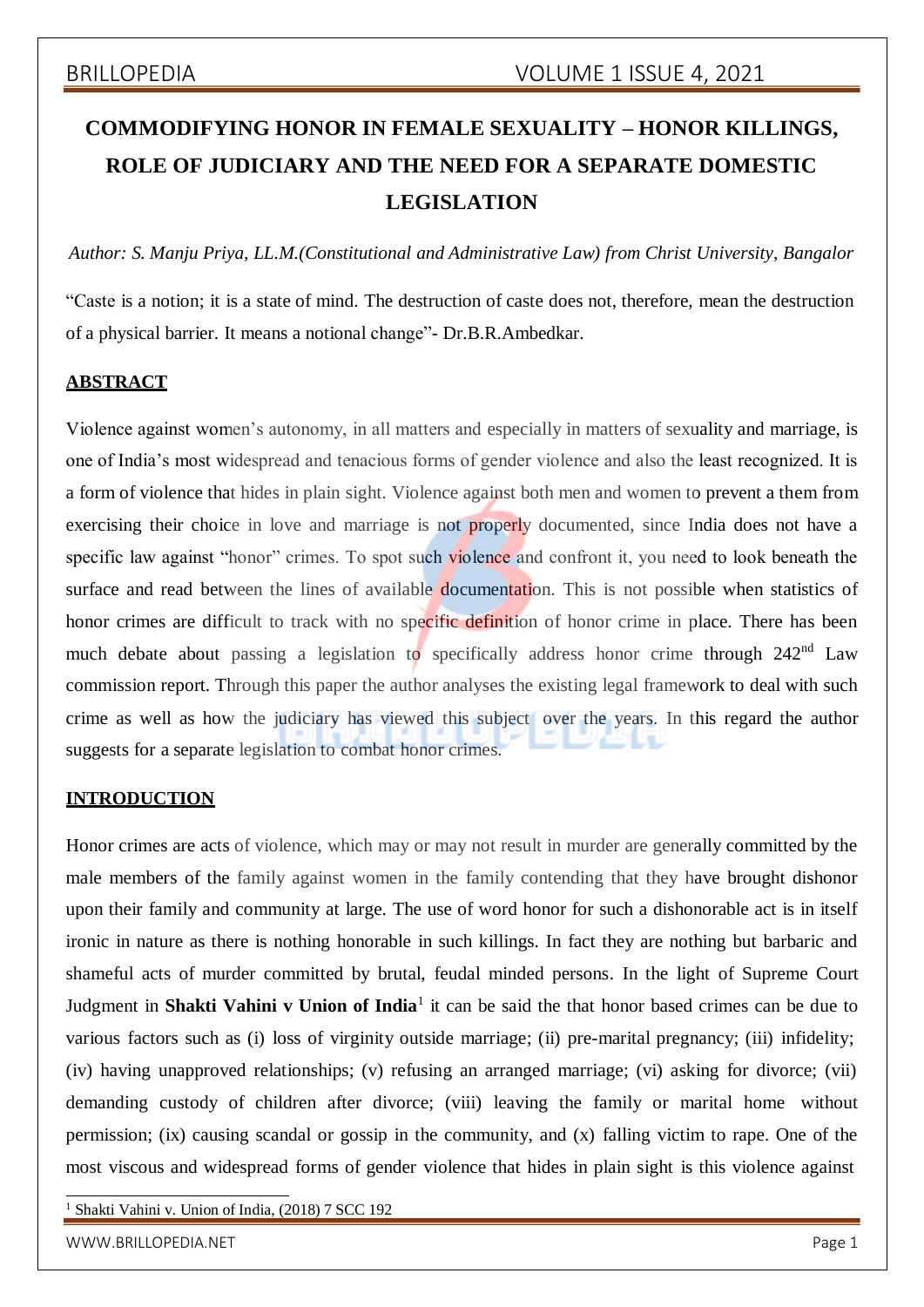# COMMODIFYING HONOR IN FEMALE SEXUALITY – HONOR KILLINGS, ROLE OF JUDICIARY AND THE NEED FOR A SEPARATE DOMESTIC LEGISLATION

*Author: S. Manju Priya, LL.M.(Constitutional and Administrative Law) from Christ University, Bangalor*

"Caste is a notion; it is a state of mind. The destruction of caste does not, therefore, mean the destruction of a physical barrier. It means a notional change"- Dr.B.R.Ambedkar.

## ABSTRACT

Violence against women's autonomy, in all matters and especially in matters of sexuality and marriage, is one of India's most widespread and tenacious forms of gender violence and also the least recognized. It is a form of violence that hides in plain sight. Violence against both men and women to prevent a them from exercising their choice in love and marriage is not properly documented, since India does not have a specific law against "honor" crimes. To spot such violence and confront it, you need to look beneath the surface and read between the lines of available documentation. This is not possible when statistics of honor crimes are difficult to track with no specific definition of honor crime in place. There has been much debate about passing a legislation to specifically address honor crime through 242nd Law commission report. Through this paper the author analyses the existing legal framework to deal with such crime as well as how the judiciary has viewed this subject over the years. In this regard the author suggests for a separate legislation to combat honor crimes.

## INTRODUCTION

Honor crimes are acts of violence, which may or may not result in murder are generally committed by the male members of the family against women in the family contending that they have brought dishonor upon their family and community at large. The use of word honor for such a dishonorable act is in itself ironic in nature as there is nothing honorable in such killings. In fact they are nothing but barbaric and shameful acts of murder committed by brutal, feudal minded persons. In the light of Supreme Court Judgment in **Shakti Vahini v Union of India**[1] it can be said the that honor based crimes can be due to various factors such as (i) loss of virginity outside marriage; (ii) pre-marital pregnancy; (iii) infidelity; (iv) having unapproved relationships; (v) refusing an arranged marriage; (vi) asking for divorce; (vii) demanding custody of children after divorce; (viii) leaving the family or marital home without permission; (ix) causing scandal or gossip in the community, and (x) falling victim to rape. One of the most viscous and widespread forms of gender violence that hides in plain sight is this violence against

[1] Shakti Vahini v. Union of India, (2018) 7 SCC 192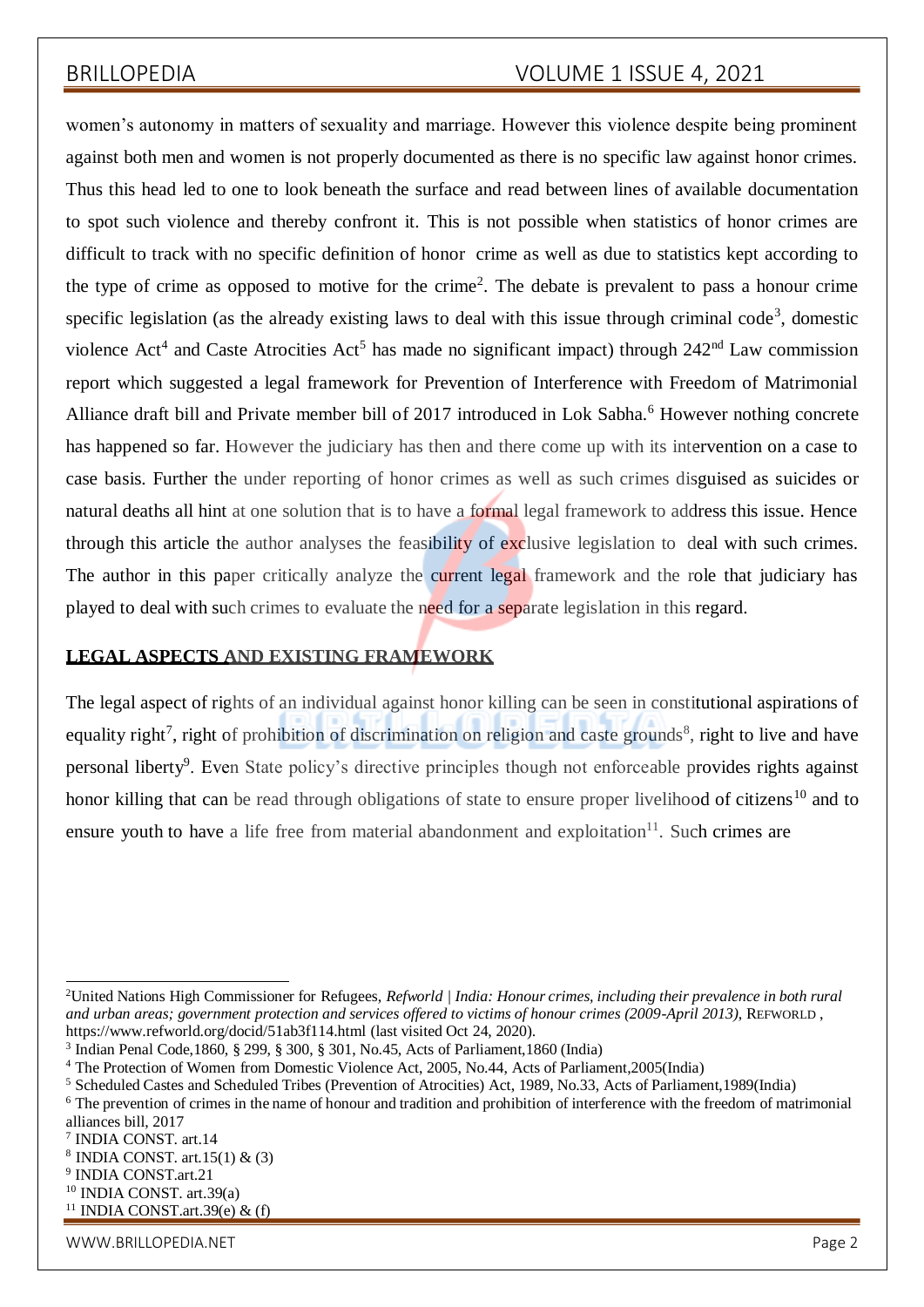women's autonomy in matters of sexuality and marriage. However this violence despite being prominent against both men and women is not properly documented as there is no specific law against honor crimes. Thus this head led to one to look beneath the surface and read between lines of available documentation to spot such violence and thereby confront it. This is not possible when statistics of honor crimes are difficult to track with no specific definition of honor crime as well as due to statistics kept according to the type of crime as opposed to motive for the crime[2]. The debate is prevalent to pass a honour crime specific legislation (as the already existing laws to deal with this issue through criminal code[3], domestic violence Act[4] and Caste Atrocities Act[5] has made no significant impact) through 242nd Law commission report which suggested a legal framework for Prevention of Interference with Freedom of Matrimonial Alliance draft bill and Private member bill of 2017 introduced in Lok Sabha.[6] However nothing concrete has happened so far. However the judiciary has then and there come up with its intervention on a case to case basis. Further the under reporting of honor crimes as well as such crimes disguised as suicides or natural deaths all hint at one solution that is to have a formal legal framework to address this issue. Hence through this article the author analyses the feasibility of exclusive legislation to deal with such crimes. The author in this paper critically analyze the current legal framework and the role that judiciary has played to deal with such crimes to evaluate the need for a separate legislation in this regard.

## LEGAL ASPECTS AND EXISTING FRAMEWORK

The legal aspect of rights of an individual against honor killing can be seen in constitutional aspirations of equality right[7], right of prohibition of discrimination on religion and caste grounds[8], right to live and have personal liberty[9]. Even State policy's directive principles though not enforceable provides rights against honor killing that can be read through obligations of state to ensure proper livelihood of citizens[10] and to ensure youth to have a life free from material abandonment and exploitation[11]. Such crimes are

---

[2] United Nations High Commissioner for Refugees, *Refworld | India: Honour crimes, including their prevalence in both rural and urban areas; government protection and services offered to victims of honour crimes (2009-April 2013)*, REFWORLD , https://www.refworld.org/docid/51ab3f114.html (last visited Oct 24, 2020).

[3] Indian Penal Code,1860, § 299, § 300, § 301, No.45, Acts of Parliament,1860 (India)

[4] The Protection of Women from Domestic Violence Act, 2005, No.44, Acts of Parliament,2005(India)

[5] Scheduled Castes and Scheduled Tribes (Prevention of Atrocities) Act, 1989, No.33, Acts of Parliament,1989(India)

[6] The prevention of crimes in the name of honour and tradition and prohibition of interference with the freedom of matrimonial alliances bill, 2017

[7] INDIA CONST. art.14

[8] INDIA CONST. art.15(1) & (3)

[9] INDIA CONST.art.21

[10] INDIA CONST. art.39(a)

[11] INDIA CONST.art.39(e) & (f)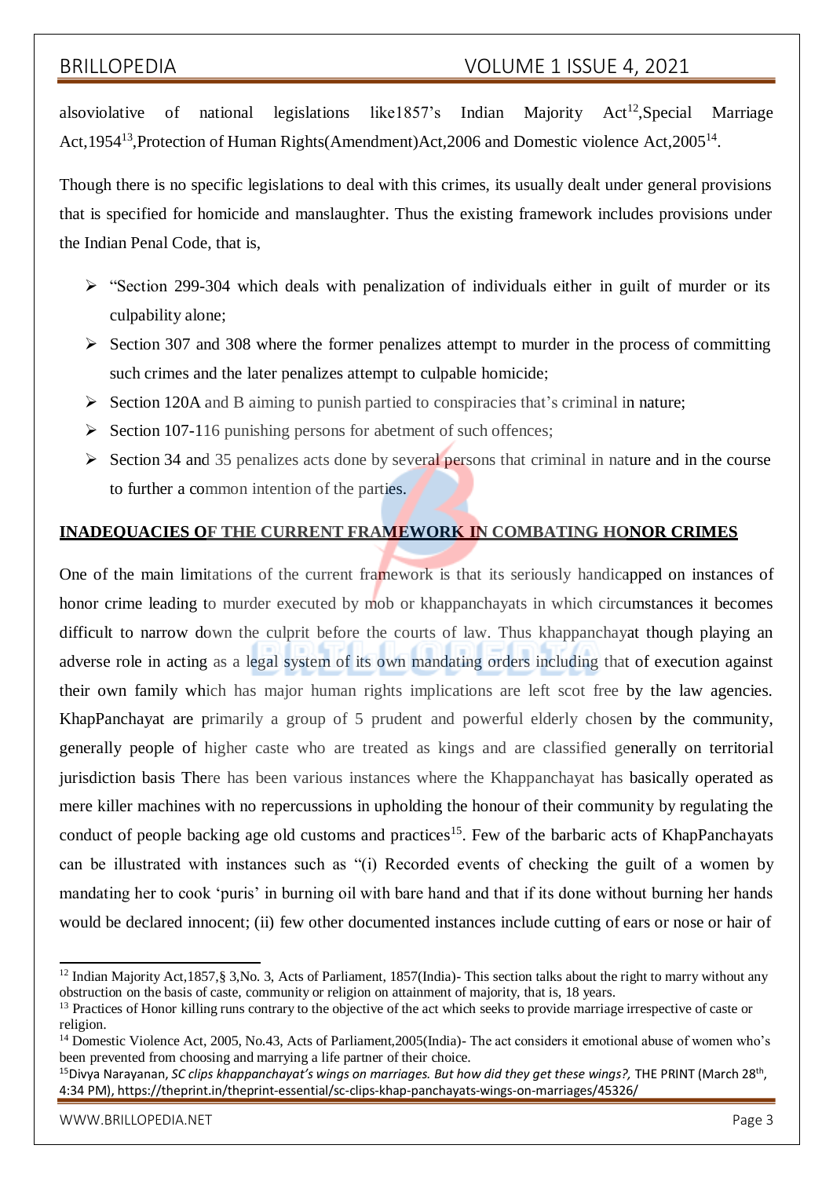alsoviolative of national legislations like1857's Indian Majority Act[12],Special Marriage Act,1954[13],Protection of Human Rights(Amendment)Act,2006 and Domestic violence Act,2005[14].

Though there is no specific legislations to deal with this crimes, its usually dealt under general provisions that is specified for homicide and manslaughter. Thus the existing framework includes provisions under the Indian Penal Code, that is,

- "Section 299-304 which deals with penalization of individuals either in guilt of murder or its culpability alone;
- Section 307 and 308 where the former penalizes attempt to murder in the process of committing such crimes and the later penalizes attempt to culpable homicide;
- Section 120A and B aiming to punish partied to conspiracies that's criminal in nature;
- Section 107-116 punishing persons for abetment of such offences;
- Section 34 and 35 penalizes acts done by several persons that criminal in nature and in the course to further a common intention of the parties.

**INADEQUACIES OF THE CURRENT FRAMEWORK IN COMBATING HONOR CRIMES**

One of the main limitations of the current framework is that its seriously handicapped on instances of honor crime leading to murder executed by mob or khappanchayats in which circumstances it becomes difficult to narrow down the culprit before the courts of law. Thus khappanchayat though playing an adverse role in acting as a legal system of its own mandating orders including that of execution against their own family which has major human rights implications are left scot free by the law agencies. KhapPanchayat are primarily a group of 5 prudent and powerful elderly chosen by the community, generally people of higher caste who are treated as kings and are classified generally on territorial jurisdiction basis There has been various instances where the Khappanchayat has basically operated as mere killer machines with no repercussions in upholding the honour of their community by regulating the conduct of people backing age old customs and practices[15]. Few of the barbaric acts of KhapPanchayats can be illustrated with instances such as "(i) Recorded events of checking the guilt of a women by mandating her to cook 'puris' in burning oil with bare hand and that if its done without burning her hands would be declared innocent; (ii) few other documented instances include cutting of ears or nose or hair of

---

[12] Indian Majority Act,1857,§ 3,No. 3, Acts of Parliament, 1857(India)- This section talks about the right to marry without any obstruction on the basis of caste, community or religion on attainment of majority, that is, 18 years.

[13] Practices of Honor killing runs contrary to the objective of the act which seeks to provide marriage irrespective of caste or religion.

[14] Domestic Violence Act, 2005, No.43, Acts of Parliament,2005(India)- The act considers it emotional abuse of women who's been prevented from choosing and marrying a life partner of their choice.

[15] Divya Narayanan, *SC clips khappanchayat's wings on marriages. But how did they get these wings?,* THE PRINT (March 28th, 4:34 PM), https://theprint.in/theprint-essential/sc-clips-khap-panchayats-wings-on-marriages/45326/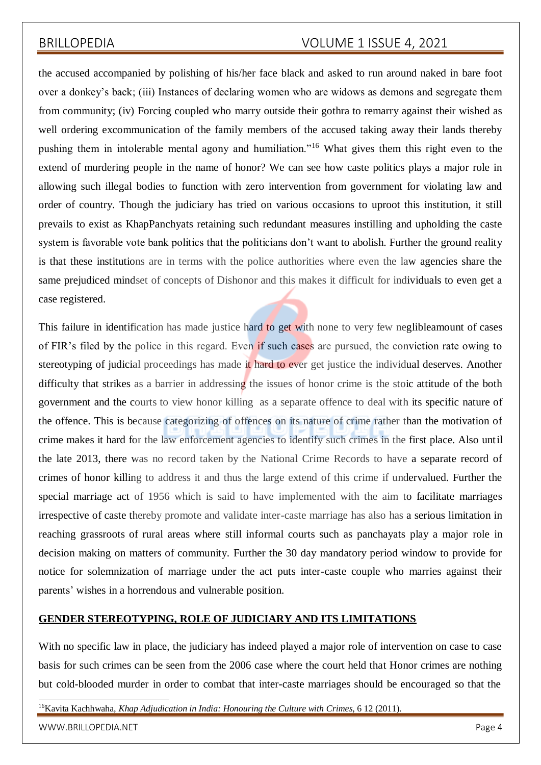the accused accompanied by polishing of his/her face black and asked to run around naked in bare foot over a donkey's back; (iii) Instances of declaring women who are widows as demons and segregate them from community; (iv) Forcing coupled who marry outside their gothra to remarry against their wished as well ordering excommunication of the family members of the accused taking away their lands thereby pushing them in intolerable mental agony and humiliation."[16] What gives them this right even to the extend of murdering people in the name of honor? We can see how caste politics plays a major role in allowing such illegal bodies to function with zero intervention from government for violating law and order of country. Though the judiciary has tried on various occasions to uproot this institution, it still prevails to exist as KhapPanchyats retaining such redundant measures instilling and upholding the caste system is favorable vote bank politics that the politicians don't want to abolish. Further the ground reality is that these institutions are in terms with the police authorities where even the law agencies share the same prejudiced mindset of concepts of Dishonor and this makes it difficult for individuals to even get a case registered.

This failure in identification has made justice hard to get with none to very few neglibleamount of cases of FIR's filed by the police in this regard. Even if such cases are pursued, the conviction rate owing to stereotyping of judicial proceedings has made it hard to ever get justice the individual deserves. Another difficulty that strikes as a barrier in addressing the issues of honor crime is the stoic attitude of the both government and the courts to view honor killing as a separate offence to deal with its specific nature of the offence. This is because categorizing of offences on its nature of crime rather than the motivation of crime makes it hard for the law enforcement agencies to identify such crimes in the first place. Also until the late 2013, there was no record taken by the National Crime Records to have a separate record of crimes of honor killing to address it and thus the large extend of this crime if undervalued. Further the special marriage act of 1956 which is said to have implemented with the aim to facilitate marriages irrespective of caste thereby promote and validate inter-caste marriage has also has a serious limitation in reaching grassroots of rural areas where still informal courts such as panchayats play a major role in decision making on matters of community. Further the 30 day mandatory period window to provide for notice for solemnization of marriage under the act puts inter-caste couple who marries against their parents' wishes in a horrendous and vulnerable position.

## GENDER STEREOTYPING, ROLE OF JUDICIARY AND ITS LIMITATIONS

With no specific law in place, the judiciary has indeed played a major role of intervention on case to case basis for such crimes can be seen from the 2006 case where the court held that Honor crimes are nothing but cold-blooded murder in order to combat that inter-caste marriages should be encouraged so that the

[16] Kavita Kachhwaha, *Khap Adjudication in India: Honouring the Culture with Crimes*, 6 12 (2011).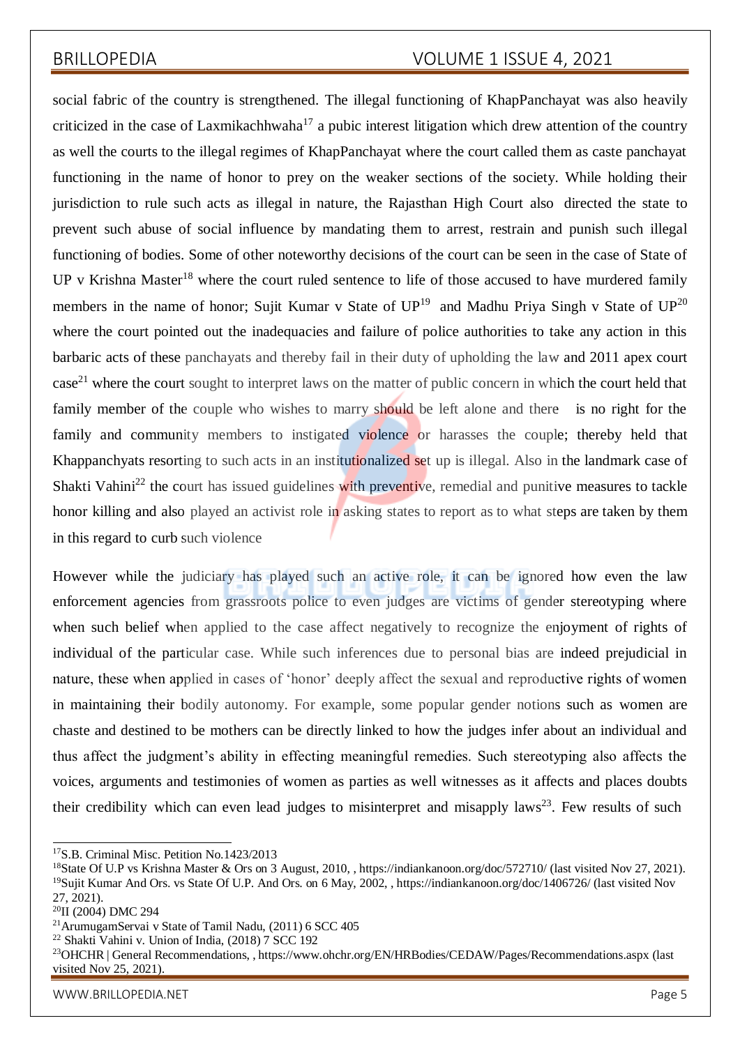social fabric of the country is strengthened. The illegal functioning of KhapPanchayat was also heavily criticized in the case of Laxmikachhwaha[17] a pubic interest litigation which drew attention of the country as well the courts to the illegal regimes of KhapPanchayat where the court called them as caste panchayat functioning in the name of honor to prey on the weaker sections of the society. While holding their jurisdiction to rule such acts as illegal in nature, the Rajasthan High Court also directed the state to prevent such abuse of social influence by mandating them to arrest, restrain and punish such illegal functioning of bodies. Some of other noteworthy decisions of the court can be seen in the case of State of UP v Krishna Master[18] where the court ruled sentence to life of those accused to have murdered family members in the name of honor; Sujit Kumar v State of UP[19] and Madhu Priya Singh v State of UP[20] where the court pointed out the inadequacies and failure of police authorities to take any action in this barbaric acts of these panchayats and thereby fail in their duty of upholding the law and 2011 apex court case[21] where the court sought to interpret laws on the matter of public concern in which the court held that family member of the couple who wishes to marry should be left alone and there is no right for the family and community members to instigated violence or harasses the couple; thereby held that Khappanchyats resorting to such acts in an institutionalized set up is illegal. Also in the landmark case of Shakti Vahini[22] the court has issued guidelines with preventive, remedial and punitive measures to tackle honor killing and also played an activist role in asking states to report as to what steps are taken by them in this regard to curb such violence

However while the judiciary has played such an active role, it can be ignored how even the law enforcement agencies from grassroots police to even judges are victims of gender stereotyping where when such belief when applied to the case affect negatively to recognize the enjoyment of rights of individual of the particular case. While such inferences due to personal bias are indeed prejudicial in nature, these when applied in cases of 'honor' deeply affect the sexual and reproductive rights of women in maintaining their bodily autonomy. For example, some popular gender notions such as women are chaste and destined to be mothers can be directly linked to how the judges infer about an individual and thus affect the judgment's ability in effecting meaningful remedies. Such stereotyping also affects the voices, arguments and testimonies of women as parties as well witnesses as it affects and places doubts their credibility which can even lead judges to misinterpret and misapply laws[23]. Few results of such

---

[17] S.B. Criminal Misc. Petition No.1423/2013

[18] State Of U.P vs Krishna Master & Ors on 3 August, 2010, , https://indiankanoon.org/doc/572710/ (last visited Nov 27, 2021).

[19] Sujit Kumar And Ors. vs State Of U.P. And Ors. on 6 May, 2002, , https://indiankanoon.org/doc/1406726/ (last visited Nov 27, 2021).

[20] II (2004) DMC 294

[21] ArumugamServai v State of Tamil Nadu, (2011) 6 SCC 405

[22] Shakti Vahini v. Union of India, (2018) 7 SCC 192

[23] OHCHR | General Recommendations, , https://www.ohchr.org/EN/HRBodies/CEDAW/Pages/Recommendations.aspx (last visited Nov 25, 2021).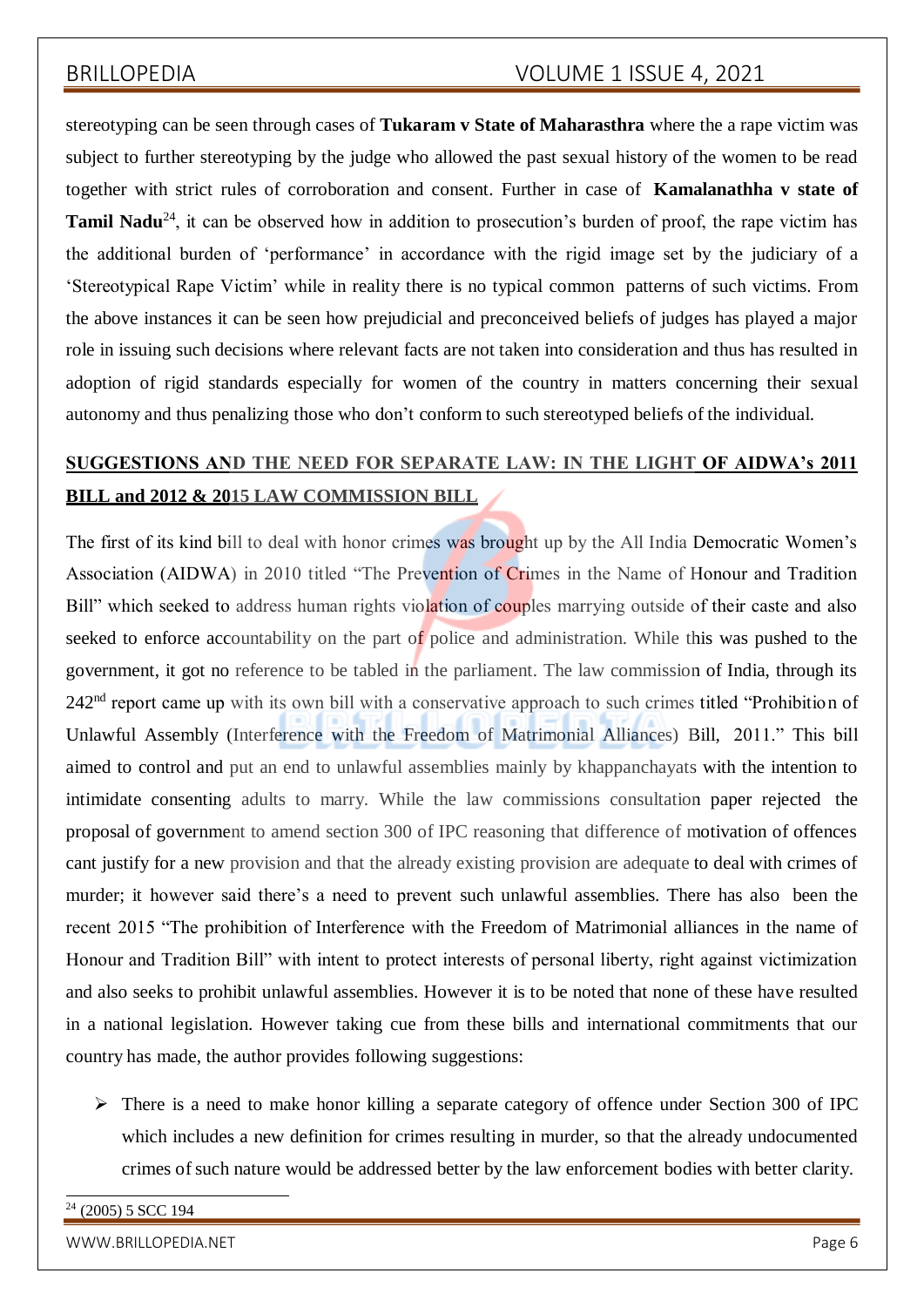stereotyping can be seen through cases of **Tukaram v State of Maharasthra** where the a rape victim was subject to further stereotyping by the judge who allowed the past sexual history of the women to be read together with strict rules of corroboration and consent. Further in case of **Kamalanathha v state of Tamil Nadu**[24], it can be observed how in addition to prosecution's burden of proof, the rape victim has the additional burden of 'performance' in accordance with the rigid image set by the judiciary of a 'Stereotypical Rape Victim' while in reality there is no typical common patterns of such victims. From the above instances it can be seen how prejudicial and preconceived beliefs of judges has played a major role in issuing such decisions where relevant facts are not taken into consideration and thus has resulted in adoption of rigid standards especially for women of the country in matters concerning their sexual autonomy and thus penalizing those who don't conform to such stereotyped beliefs of the individual.

## SUGGESTIONS AND THE NEED FOR SEPARATE LAW: IN THE LIGHT OF AIDWA's 2011 BILL and 2012 & 2015 LAW COMMISSION BILL

The first of its kind bill to deal with honor crimes was brought up by the All India Democratic Women's Association (AIDWA) in 2010 titled "The Prevention of Crimes in the Name of Honour and Tradition Bill" which seeked to address human rights violation of couples marrying outside of their caste and also seeked to enforce accountability on the part of police and administration. While this was pushed to the government, it got no reference to be tabled in the parliament. The law commission of India, through its 242[nd] report came up with its own bill with a conservative approach to such crimes titled "Prohibition of Unlawful Assembly (Interference with the Freedom of Matrimonial Alliances) Bill, 2011." This bill aimed to control and put an end to unlawful assemblies mainly by khappanchayats with the intention to intimidate consenting adults to marry. While the law commissions consultation paper rejected the proposal of government to amend section 300 of IPC reasoning that difference of motivation of offences cant justify for a new provision and that the already existing provision are adequate to deal with crimes of murder; it however said there's a need to prevent such unlawful assemblies. There has also been the recent 2015 "The prohibition of Interference with the Freedom of Matrimonial alliances in the name of Honour and Tradition Bill" with intent to protect interests of personal liberty, right against victimization and also seeks to prohibit unlawful assemblies. However it is to be noted that none of these have resulted in a national legislation. However taking cue from these bills and international commitments that our country has made, the author provides following suggestions:

- There is a need to make honor killing a separate category of offence under Section 300 of IPC which includes a new definition for crimes resulting in murder, so that the already undocumented crimes of such nature would be addressed better by the law enforcement bodies with better clarity.

---

[24] (2005) 5 SCC 194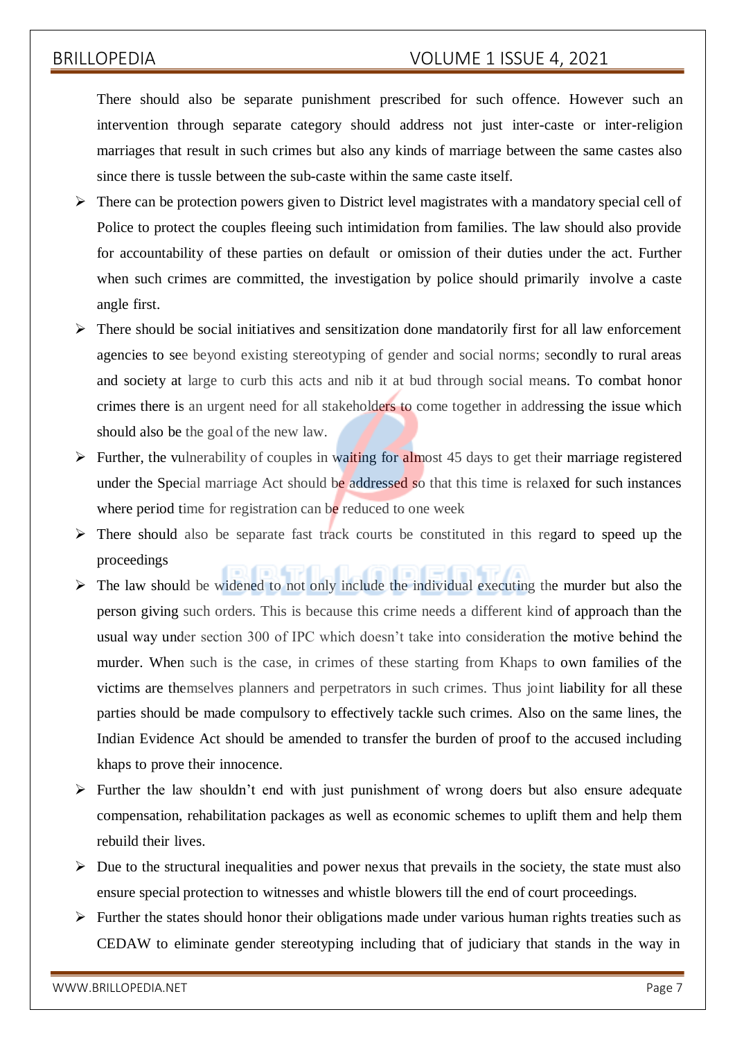There should also be separate punishment prescribed for such offence. However such an intervention through separate category should address not just inter-caste or inter-religion marriages that result in such crimes but also any kinds of marriage between the same castes also since there is tussle between the sub-caste within the same caste itself.

- There can be protection powers given to District level magistrates with a mandatory special cell of Police to protect the couples fleeing such intimidation from families. The law should also provide for accountability of these parties on default or omission of their duties under the act. Further when such crimes are committed, the investigation by police should primarily involve a caste angle first.
- There should be social initiatives and sensitization done mandatorily first for all law enforcement agencies to see beyond existing stereotyping of gender and social norms; secondly to rural areas and society at large to curb this acts and nib it at bud through social means. To combat honor crimes there is an urgent need for all stakeholders to come together in addressing the issue which should also be the goal of the new law.
- Further, the vulnerability of couples in waiting for almost 45 days to get their marriage registered under the Special marriage Act should be addressed so that this time is relaxed for such instances where period time for registration can be reduced to one week
- There should also be separate fast track courts be constituted in this regard to speed up the proceedings
- The law should be widened to not only include the individual executing the murder but also the person giving such orders. This is because this crime needs a different kind of approach than the usual way under section 300 of IPC which doesn't take into consideration the motive behind the murder. When such is the case, in crimes of these starting from Khaps to own families of the victims are themselves planners and perpetrators in such crimes. Thus joint liability for all these parties should be made compulsory to effectively tackle such crimes. Also on the same lines, the Indian Evidence Act should be amended to transfer the burden of proof to the accused including khaps to prove their innocence.
- Further the law shouldn't end with just punishment of wrong doers but also ensure adequate compensation, rehabilitation packages as well as economic schemes to uplift them and help them rebuild their lives.
- Due to the structural inequalities and power nexus that prevails in the society, the state must also ensure special protection to witnesses and whistle blowers till the end of court proceedings.
- Further the states should honor their obligations made under various human rights treaties such as CEDAW to eliminate gender stereotyping including that of judiciary that stands in the way in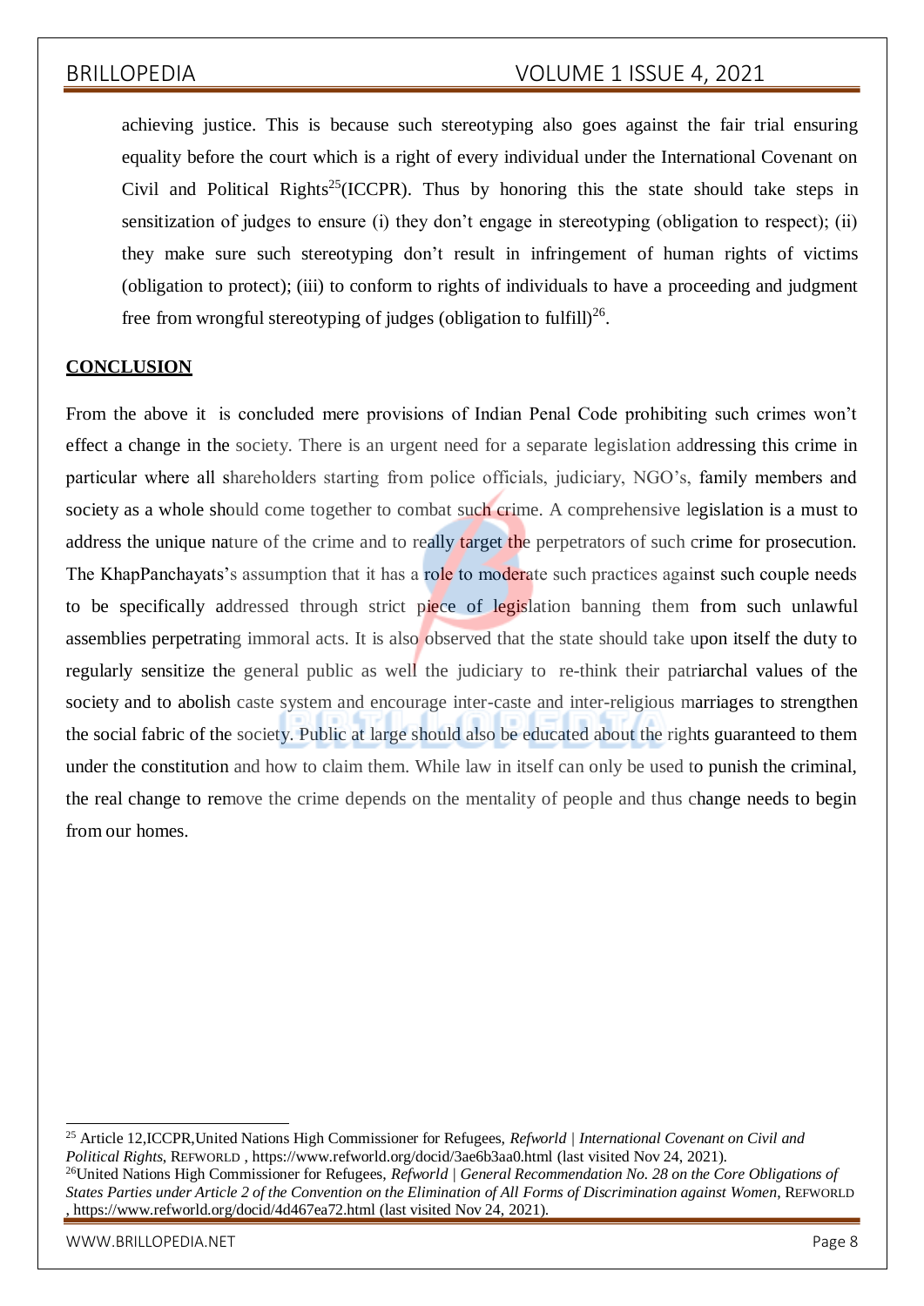achieving justice. This is because such stereotyping also goes against the fair trial ensuring equality before the court which is a right of every individual under the International Covenant on Civil and Political Rights[25](ICCPR). Thus by honoring this the state should take steps in sensitization of judges to ensure (i) they don't engage in stereotyping (obligation to respect); (ii) they make sure such stereotyping don't result in infringement of human rights of victims (obligation to protect); (iii) to conform to rights of individuals to have a proceeding and judgment free from wrongful stereotyping of judges (obligation to fulfill)[26].

## CONCLUSION

From the above it is concluded mere provisions of Indian Penal Code prohibiting such crimes won't effect a change in the society. There is an urgent need for a separate legislation addressing this crime in particular where all shareholders starting from police officials, judiciary, NGO's, family members and society as a whole should come together to combat such crime. A comprehensive legislation is a must to address the unique nature of the crime and to really target the perpetrators of such crime for prosecution. The KhapPanchayats's assumption that it has a role to moderate such practices against such couple needs to be specifically addressed through strict piece of legislation banning them from such unlawful assemblies perpetrating immoral acts. It is also observed that the state should take upon itself the duty to regularly sensitize the general public as well the judiciary to re-think their patriarchal values of the society and to abolish caste system and encourage inter-caste and inter-religious marriages to strengthen the social fabric of the society. Public at large should also be educated about the rights guaranteed to them under the constitution and how to claim them. While law in itself can only be used to punish the criminal, the real change to remove the crime depends on the mentality of people and thus change needs to begin from our homes.

---

[25] Article 12,ICCPR,United Nations High Commissioner for Refugees, *Refworld | International Covenant on Civil and Political Rights*, REFWORLD , https://www.refworld.org/docid/3ae6b3aa0.html (last visited Nov 24, 2021).

[26] United Nations High Commissioner for Refugees, *Refworld | General Recommendation No. 28 on the Core Obligations of States Parties under Article 2 of the Convention on the Elimination of All Forms of Discrimination against Women*, REFWORLD , https://www.refworld.org/docid/4d467ea72.html (last visited Nov 24, 2021).